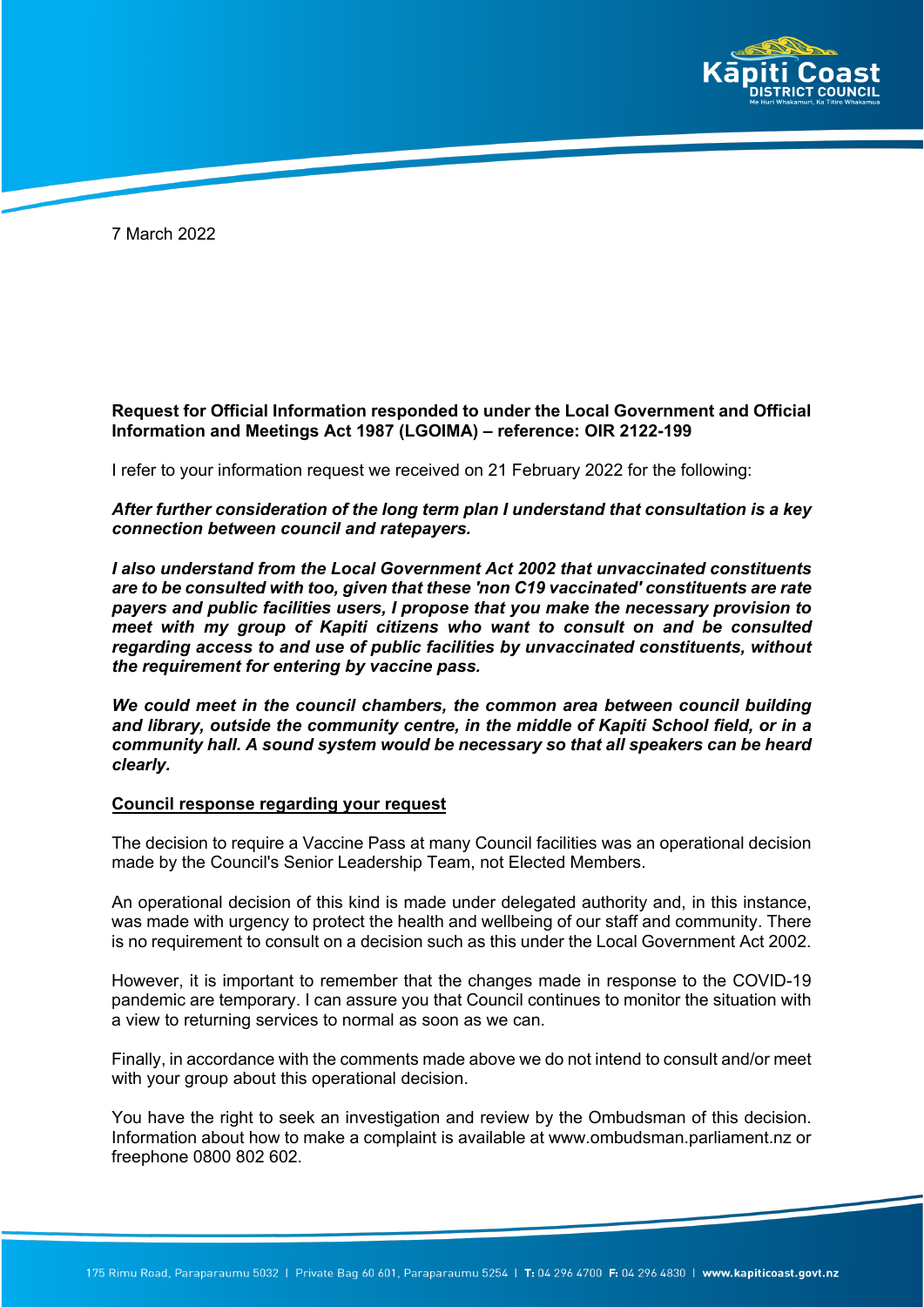7 March 2022

**Request for Official Information responded to under the Local Government and Official Information and Meetings Act 1987 (LGOIMA) – reference: OIR 2122-199**

I refer to your information request we received on 21 February 2022 for the following:

***After further consideration of the long term plan I understand that consultation is a key connection between council and ratepayers.***

***I also understand from the Local Government Act 2002 that unvaccinated constituents are to be consulted with too, given that these 'non C19 vaccinated' constituents are rate payers and public facilities users, I propose that you make the necessary provision to meet with my group of Kapiti citizens who want to consult on and be consulted regarding access to and use of public facilities by unvaccinated constituents, without the requirement for entering by vaccine pass.***

***We could meet in the council chambers, the common area between council building and library, outside the community centre, in the middle of Kapiti School field, or in a community hall. A sound system would be necessary so that all speakers can be heard clearly.***

**<u>Council response regarding your request</u>**

The decision to require a Vaccine Pass at many Council facilities was an operational decision made by the Council's Senior Leadership Team, not Elected Members.

An operational decision of this kind is made under delegated authority and, in this instance, was made with urgency to protect the health and wellbeing of our staff and community. There is no requirement to consult on a decision such as this under the Local Government Act 2002.

However, it is important to remember that the changes made in response to the COVID-19 pandemic are temporary. I can assure you that Council continues to monitor the situation with a view to returning services to normal as soon as we can.

Finally, in accordance with the comments made above we do not intend to consult and/or meet with your group about this operational decision.

You have the right to seek an investigation and review by the Ombudsman of this decision. Information about how to make a complaint is available at www.ombudsman.parliament.nz or freephone 0800 802 602.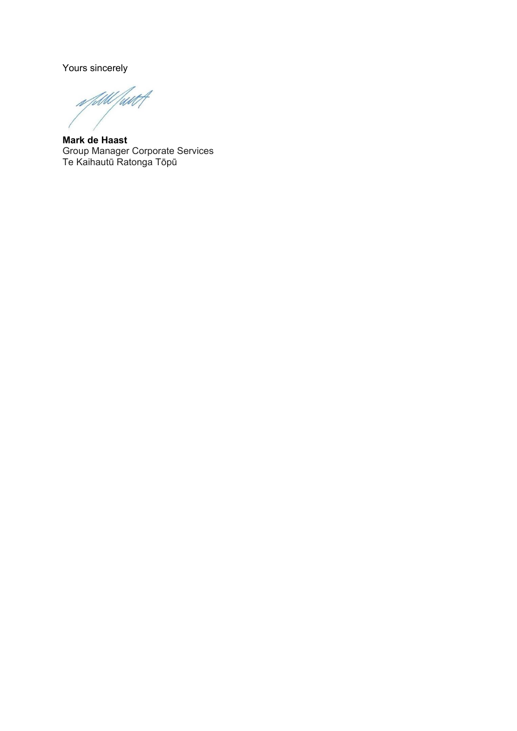Yours sincerely

**Mark de Haast**
Group Manager Corporate Services
Te Kaihautū Ratonga Tōpū